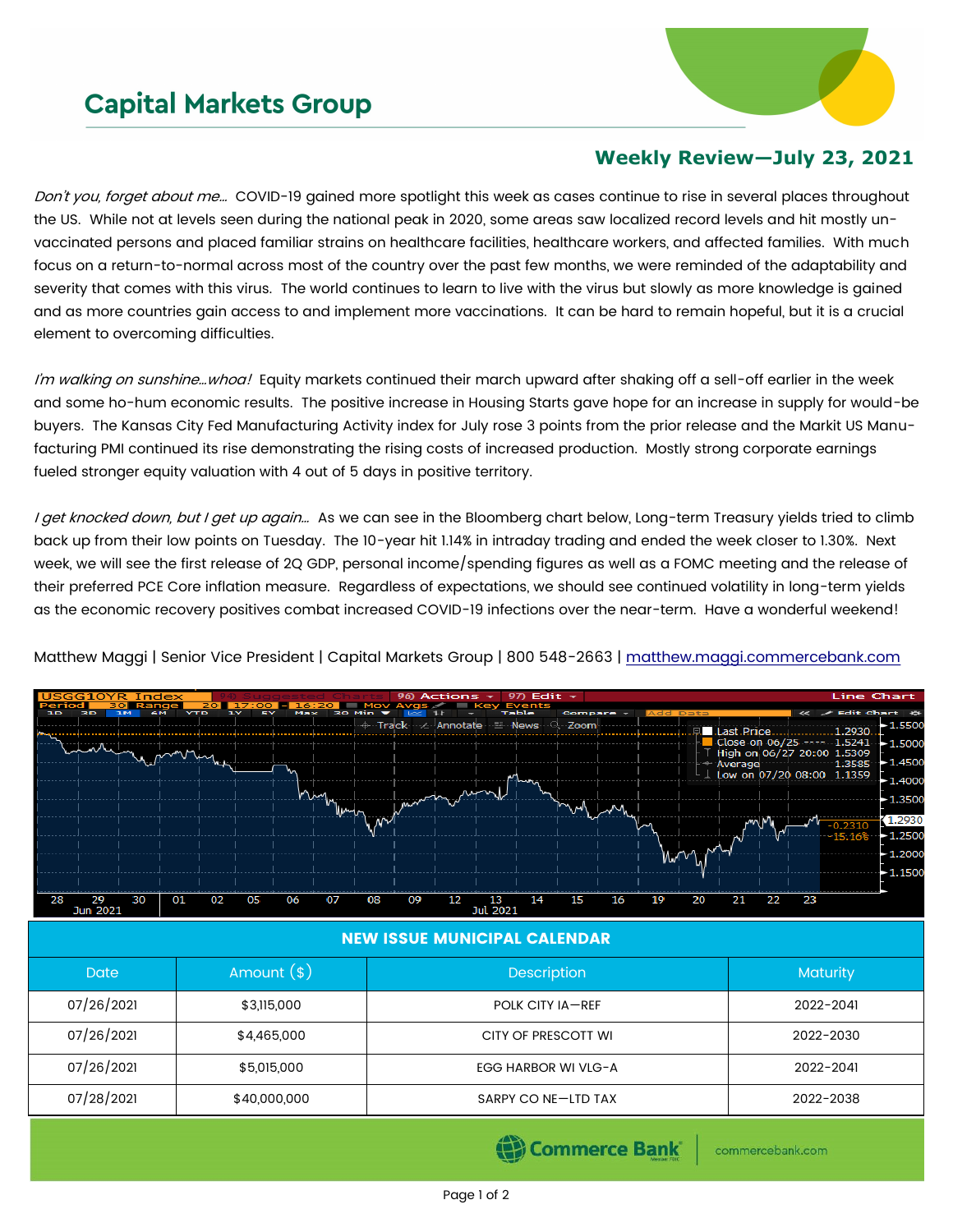# Capital Markets Group

## Weekly Review—July 23, 2021

*Don't you, forget about me…* COVID-19 gained more spotlight this week as cases continue to rise in several places throughout the US. While not at levels seen during the national peak in 2020, some areas saw localized record levels and hit mostly un-vaccinated persons and placed familiar strains on healthcare facilities, healthcare workers, and affected families. With much focus on a return-to-normal across most of the country over the past few months, we were reminded of the adaptability and severity that comes with this virus. The world continues to learn to live with the virus but slowly as more knowledge is gained and as more countries gain access to and implement more vaccinations. It can be hard to remain hopeful, but it is a crucial element to overcoming difficulties.

*I'm walking on sunshine…whoa!* Equity markets continued their march upward after shaking off a sell-off earlier in the week and some ho-hum economic results. The positive increase in Housing Starts gave hope for an increase in supply for would-be buyers. The Kansas City Fed Manufacturing Activity index for July rose 3 points from the prior release and the Markit US Manufacturing PMI continued its rise demonstrating the rising costs of increased production. Mostly strong corporate earnings fueled stronger equity valuation with 4 out of 5 days in positive territory.

*I get knocked down, but I get up again…* As we can see in the Bloomberg chart below, Long-term Treasury yields tried to climb back up from their low points on Tuesday. The 10-year hit 1.14% in intraday trading and ended the week closer to 1.30%. Next week, we will see the first release of 2Q GDP, personal income/spending figures as well as a FOMC meeting and the release of their preferred PCE Core inflation measure. Regardless of expectations, we should see continued volatility in long-term yields as the economic recovery positives combat increased COVID-19 infections over the near-term. Have a wonderful weekend!

Matthew Maggi | Senior Vice President | Capital Markets Group | 800 548-2663 | matthew.maggi.commercebank.com

| NEW ISSUE MUNICIPAL CALENDAR | | | |
|---|---|---|---|
| Date | Amount ($) | Description | Maturity |
| 07/26/2021 | $3,115,000 | POLK CITY IA—REF | 2022-2041 |
| 07/26/2021 | $4,465,000 | CITY OF PRESCOTT WI | 2022-2030 |
| 07/26/2021 | $5,015,000 | EGG HARBOR WI VLG-A | 2022-2041 |
| 07/28/2021 | $40,000,000 | SARPY CO NE—LTD TAX | 2022-2038 |

Commerce Bank | commercebank.com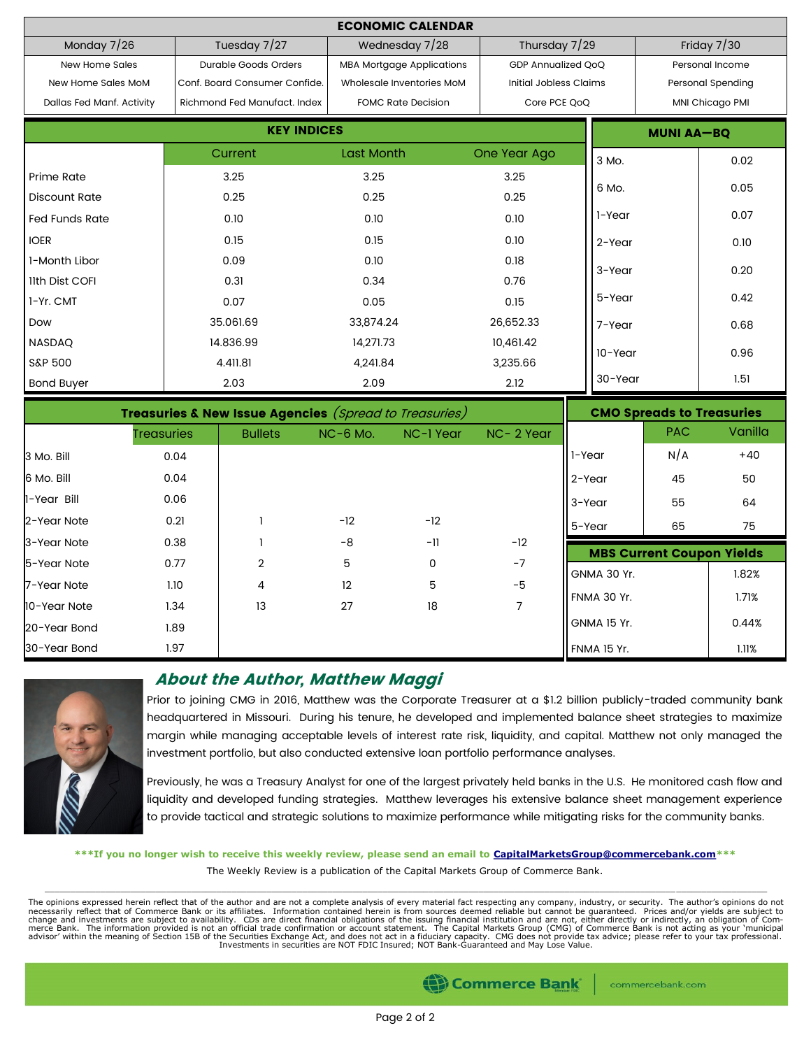## ECONOMIC CALENDAR

| Monday 7/26 | Tuesday 7/27 | Wednesday 7/28 | Thursday 7/29 | Friday 7/30 |
|---|---|---|---|---|
| New Home Sales | Durable Goods Orders | MBA Mortgage Applications | GDP Annualized QoQ | Personal Income |
| New Home Sales MoM | Conf. Board Consumer Confide. | Wholesale Inventories MoM | Initial Jobless Claims | Personal Spending |
| Dallas Fed Manf. Activity | Richmond Fed Manufact. Index | FOMC Rate Decision | Core PCE QoQ | MNI Chicago PMI |

## KEY INDICES

| | Current | Last Month | One Year Ago |
|---|---|---|---|
| Prime Rate | 3.25 | 3.25 | 3.25 |
| Discount Rate | 0.25 | 0.25 | 0.25 |
| Fed Funds Rate | 0.10 | 0.10 | 0.10 |
| IOER | 0.15 | 0.15 | 0.10 |
| 1-Month Libor | 0.09 | 0.10 | 0.18 |
| 11th Dist COFI | 0.31 | 0.34 | 0.76 |
| 1-Yr. CMT | 0.07 | 0.05 | 0.15 |
| Dow | 35.061.69 | 33,874.24 | 26,652.33 |
| NASDAQ | 14.836.99 | 14,271.73 | 10,461.42 |
| S&P 500 | 4.411.81 | 4,241.84 | 3,235.66 |
| Bond Buyer | 2.03 | 2.09 | 2.12 |

## MUNI AA—BQ

| | |
|---|---|
| 3 Mo. | 0.02 |
| 6 Mo. | 0.05 |
| 1-Year | 0.07 |
| 2-Year | 0.10 |
| 3-Year | 0.20 |
| 5-Year | 0.42 |
| 7-Year | 0.68 |
| 10-Year | 0.96 |
| 30-Year | 1.51 |

## Treasuries & New Issue Agencies *(Spread to Treasuries)*

| | Treasuries | Bullets | NC-6 Mo. | NC-1 Year | NC- 2 Year |
|---|---|---|---|---|---|
| 3 Mo. Bill | 0.04 | | | | |
| 6 Mo. Bill | 0.04 | | | | |
| 1-Year Bill | 0.06 | | | | |
| 2-Year Note | 0.21 | 1 | -12 | -12 | |
| 3-Year Note | 0.38 | 1 | -8 | -11 | -12 |
| 5-Year Note | 0.77 | 2 | 5 | 0 | -7 |
| 7-Year Note | 1.10 | 4 | 12 | 5 | -5 |
| 10-Year Note | 1.34 | 13 | 27 | 18 | 7 |
| 20-Year Bond | 1.89 | | | | |
| 30-Year Bond | 1.97 | | | | |

## CMO Spreads to Treasuries

| | PAC | Vanilla |
|---|---|---|
| 1-Year | N/A | +40 |
| 2-Year | 45 | 50 |
| 3-Year | 55 | 64 |
| 5-Year | 65 | 75 |

## MBS Current Coupon Yields

| | |
|---|---|
| GNMA 30 Yr. | 1.82% |
| FNMA 30 Yr. | 1.71% |
| GNMA 15 Yr. | 0.44% |
| FNMA 15 Yr. | 1.11% |

## *About the Author, Matthew Maggi*

Prior to joining CMG in 2016, Matthew was the Corporate Treasurer at a $1.2 billion publicly-traded community bank headquartered in Missouri. During his tenure, he developed and implemented balance sheet strategies to maximize margin while managing acceptable levels of interest rate risk, liquidity, and capital. Matthew not only managed the investment portfolio, but also conducted extensive loan portfolio performance analyses.

Previously, he was a Treasury Analyst for one of the largest privately held banks in the U.S. He monitored cash flow and liquidity and developed funding strategies. Matthew leverages his extensive balance sheet management experience to provide tactical and strategic solutions to maximize performance while mitigating risks for the community banks.

**\*\*\*If you no longer wish to receive this weekly review, please send an email to CapitalMarketsGroup@commercebank.com\*\*\***

The Weekly Review is a publication of the Capital Markets Group of Commerce Bank.

The opinions expressed herein reflect that of the author and are not a complete analysis of every material fact respecting any company, industry, or security. The author's opinions do not necessarily reflect that of Commerce Bank or its affiliates. Information contained herein is from sources deemed reliable but cannot be guaranteed. Prices and/or yields are subject to change and investments are subject to availability. CDs are direct financial obligations of the issuing financial institution and are not, either directly or indirectly, an obligation of Commerce Bank. The information provided is not an official trade confirmation or account statement. The Capital Markets Group (CMG) of Commerce Bank is not acting as your 'municipal advisor' within the meaning of Section 15B of the Securities Exchange Act, and does not act in a fiduciary capacity. CMG does not provide tax advice; please refer to your tax professional. Investments in securities are NOT FDIC Insured; NOT Bank-Guaranteed and May Lose Value.

Commerce Bank | commercebank.com